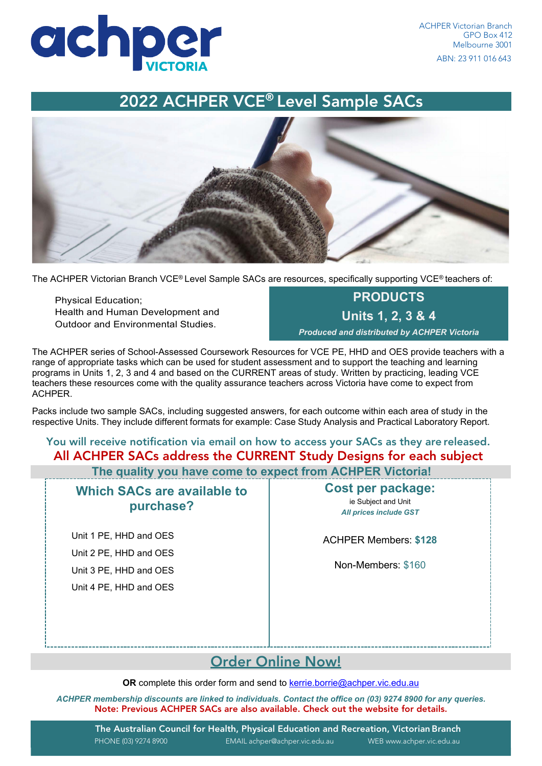ACHPER Victorian Branch
GPO Box 412
Melbourne 3001

ABN: 23 911 016 643

# 2022 ACHPER VCE® Level Sample SACs

The ACHPER Victorian Branch VCE® Level Sample SACs are resources, specifically supporting VCE® teachers of:

- Physical Education;
- Health and Human Development and
- Outdoor and Environmental Studies.

## PRODUCTS

## Units 1, 2, 3 & 4

***Produced and distributed by ACHPER Victoria***

The ACHPER series of School-Assessed Coursework Resources for VCE PE, HHD and OES provide teachers with a range of appropriate tasks which can be used for student assessment and to support the teaching and learning programs in Units 1, 2, 3 and 4 and based on the CURRENT areas of study. Written by practicing, leading VCE teachers these resources come with the quality assurance teachers across Victoria have come to expect from ACHPER.

Packs include two sample SACs, including suggested answers, for each outcome within each area of study in the respective Units. They include different formats for example: Case Study Analysis and Practical Laboratory Report.

You will receive notification via email on how to access your SACs as they are released.

**All ACHPER SACs address the CURRENT Study Designs for each subject**

**The quality you have come to expect from ACHPER Victoria!**

## Which SACs are available to purchase?

- Unit 1 PE, HHD and OES
- Unit 2 PE, HHD and OES
- Unit 3 PE, HHD and OES
- Unit 4 PE, HHD and OES

## Cost per package:

ie Subject and Unit

***All prices include GST***

ACHPER Members: **$128**

Non-Members: $160

## Order Online Now!

**OR** complete this order form and send to kerrie.borrie@achper.vic.edu.au

***ACHPER membership discounts are linked to individuals. Contact the office on (03) 9274 8900 for any queries.***

**Note: Previous ACHPER SACs are also available. Check out the website for details.**

**The Australian Council for Health, Physical Education and Recreation, Victorian Branch**

PHONE (03) 9274 8900 EMAIL achper@achper.vic.edu.au WEB www.achper.vic.edu.au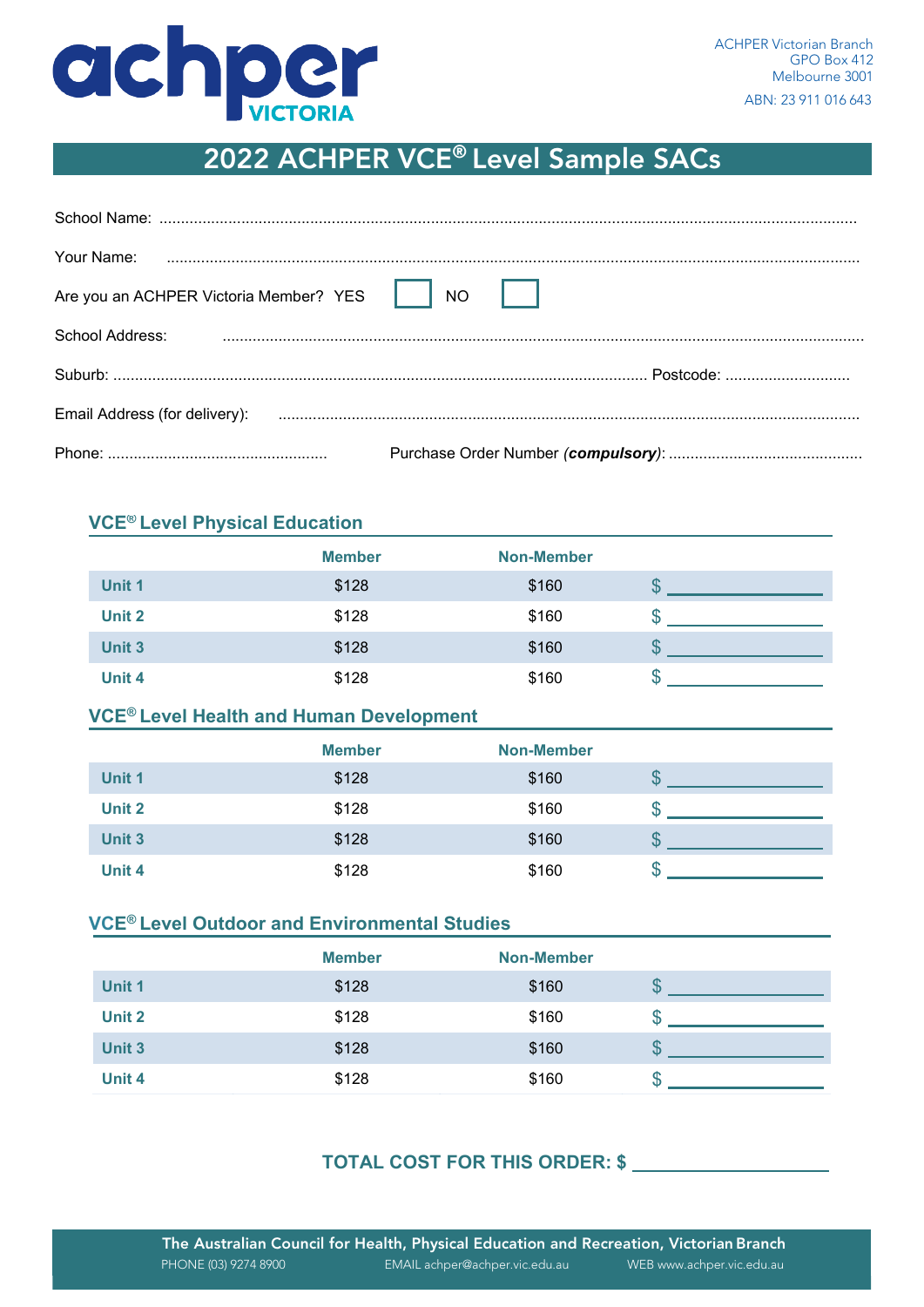achper VICTORIA

ACHPER Victorian Branch
GPO Box 412
Melbourne 3001

ABN: 23 911 016 643

# 2022 ACHPER VCE® Level Sample SACs

School Name: ....................................................................................................................................................

Your Name: ....................................................................................................................................................

Are you an ACHPER Victoria Member? YES ☐ NO ☐

School Address: ....................................................................................................................................................

Suburb: .................................................................................................................... Postcode: ..............................

Email Address (for delivery): ....................................................................................................................................

Phone: .................................................. Purchase Order Number *(**compulsory**)*: ............................................

## VCE® Level Physical Education

| | Member | Non-Member | |
|---|---|---|---|
| Unit 1 | $128 | $160 | $ ______________ |
| Unit 2 | $128 | $160 | $ ______________ |
| Unit 3 | $128 | $160 | $ ______________ |
| Unit 4 | $128 | $160 | $ ______________ |

## VCE® Level Health and Human Development

| | Member | Non-Member | |
|---|---|---|---|
| Unit 1 | $128 | $160 | $ ______________ |
| Unit 2 | $128 | $160 | $ ______________ |
| Unit 3 | $128 | $160 | $ ______________ |
| Unit 4 | $128 | $160 | $ ______________ |

## VCE® Level Outdoor and Environmental Studies

| | Member | Non-Member | |
|---|---|---|---|
| Unit 1 | $128 | $160 | $ ______________ |
| Unit 2 | $128 | $160 | $ ______________ |
| Unit 3 | $128 | $160 | $ ______________ |
| Unit 4 | $128 | $160 | $ ______________ |

**TOTAL COST FOR THIS ORDER: $ ____________________**

**The Australian Council for Health, Physical Education and Recreation, Victorian Branch**
PHONE (03) 9274 8900 EMAIL achper@achper.vic.edu.au WEB www.achper.vic.edu.au